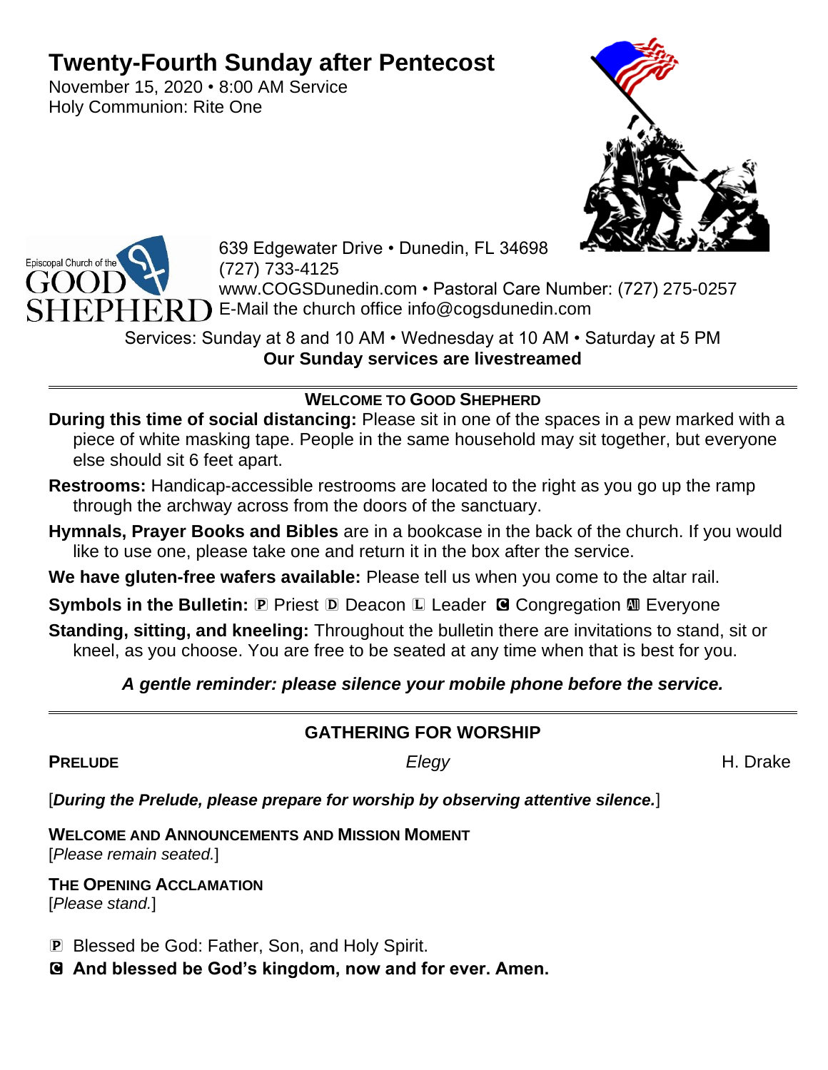# Twenty-Fourth Sunday after Pentecost

November 15, 2020 • 8:00 AM Service
Holy Communion: Rite One

Episcopal Church of the GOOD SHEPHERD

639 Edgewater Drive • Dunedin, FL 34698
(727) 733-4125
www.COGSDunedin.com • Pastoral Care Number: (727) 275-0257
E-Mail the church office info@cogsdunedin.com

Services: Sunday at 8 and 10 AM • Wednesday at 10 AM • Saturday at 5 PM
**Our Sunday services are livestreamed**

---

## WELCOME TO GOOD SHEPHERD

**During this time of social distancing:** Please sit in one of the spaces in a pew marked with a piece of white masking tape. People in the same household may sit together, but everyone else should sit 6 feet apart.

**Restrooms:** Handicap-accessible restrooms are located to the right as you go up the ramp through the archway across from the doors of the sanctuary.

**Hymnals, Prayer Books and Bibles** are in a bookcase in the back of the church. If you would like to use one, please take one and return it in the box after the service.

**We have gluten-free wafers available:** Please tell us when you come to the altar rail.

**Symbols in the Bulletin:** Ⓟ Priest Ⓓ Deacon Ⓛ Leader Ⓒ Congregation Ⓐ Everyone

**Standing, sitting, and kneeling:** Throughout the bulletin there are invitations to stand, sit or kneel, as you choose. You are free to be seated at any time when that is best for you.

***A gentle reminder: please silence your mobile phone before the service.***

---

## GATHERING FOR WORSHIP

**PRELUDE** *Elegy* H. Drake

[***During the Prelude, please prepare for worship by observing attentive silence.***]

**WELCOME AND ANNOUNCEMENTS AND MISSION MOMENT**
[*Please remain seated.*]

**THE OPENING ACCLAMATION**
[*Please stand.*]

Ⓟ Blessed be God: Father, Son, and Holy Spirit.

Ⓒ **And blessed be God's kingdom, now and for ever. Amen.**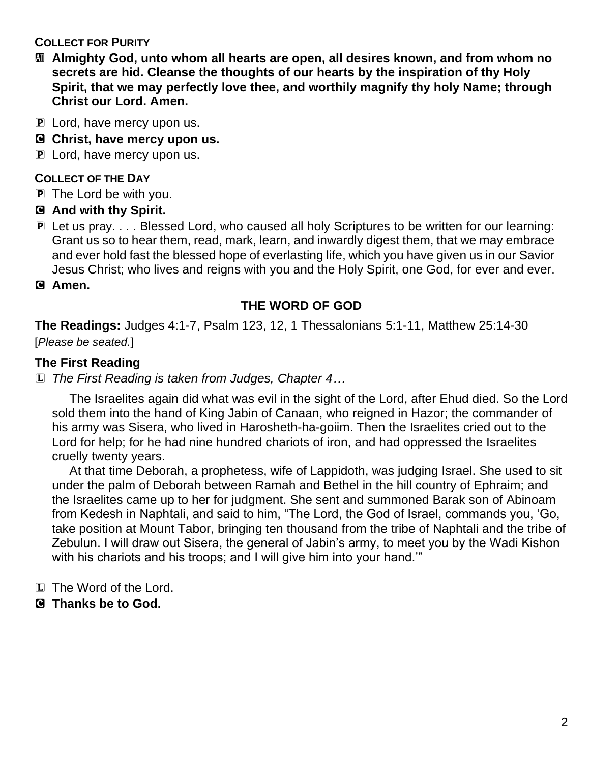**COLLECT FOR PURITY**

**All Almighty God, unto whom all hearts are open, all desires known, and from whom no secrets are hid. Cleanse the thoughts of our hearts by the inspiration of thy Holy Spirit, that we may perfectly love thee, and worthily magnify thy holy Name; through Christ our Lord. Amen.**

P Lord, have mercy upon us.

**C Christ, have mercy upon us.**

P Lord, have mercy upon us.

**COLLECT OF THE DAY**

P The Lord be with you.

**C And with thy Spirit.**

P Let us pray. . . . Blessed Lord, who caused all holy Scriptures to be written for our learning: Grant us so to hear them, read, mark, learn, and inwardly digest them, that we may embrace and ever hold fast the blessed hope of everlasting life, which you have given us in our Savior Jesus Christ; who lives and reigns with you and the Holy Spirit, one God, for ever and ever.

**C Amen.**

## THE WORD OF GOD

**The Readings:** Judges 4:1-7, Psalm 123, 12, 1 Thessalonians 5:1-11, Matthew 25:14-30

[*Please be seated.*]

### The First Reading

L *The First Reading is taken from Judges, Chapter 4…*

The Israelites again did what was evil in the sight of the Lord, after Ehud died. So the Lord sold them into the hand of King Jabin of Canaan, who reigned in Hazor; the commander of his army was Sisera, who lived in Harosheth-ha-goiim. Then the Israelites cried out to the Lord for help; for he had nine hundred chariots of iron, and had oppressed the Israelites cruelly twenty years.

At that time Deborah, a prophetess, wife of Lappidoth, was judging Israel. She used to sit under the palm of Deborah between Ramah and Bethel in the hill country of Ephraim; and the Israelites came up to her for judgment. She sent and summoned Barak son of Abinoam from Kedesh in Naphtali, and said to him, "The Lord, the God of Israel, commands you, 'Go, take position at Mount Tabor, bringing ten thousand from the tribe of Naphtali and the tribe of Zebulun. I will draw out Sisera, the general of Jabin's army, to meet you by the Wadi Kishon with his chariots and his troops; and I will give him into your hand.'"

L The Word of the Lord.

**C Thanks be to God.**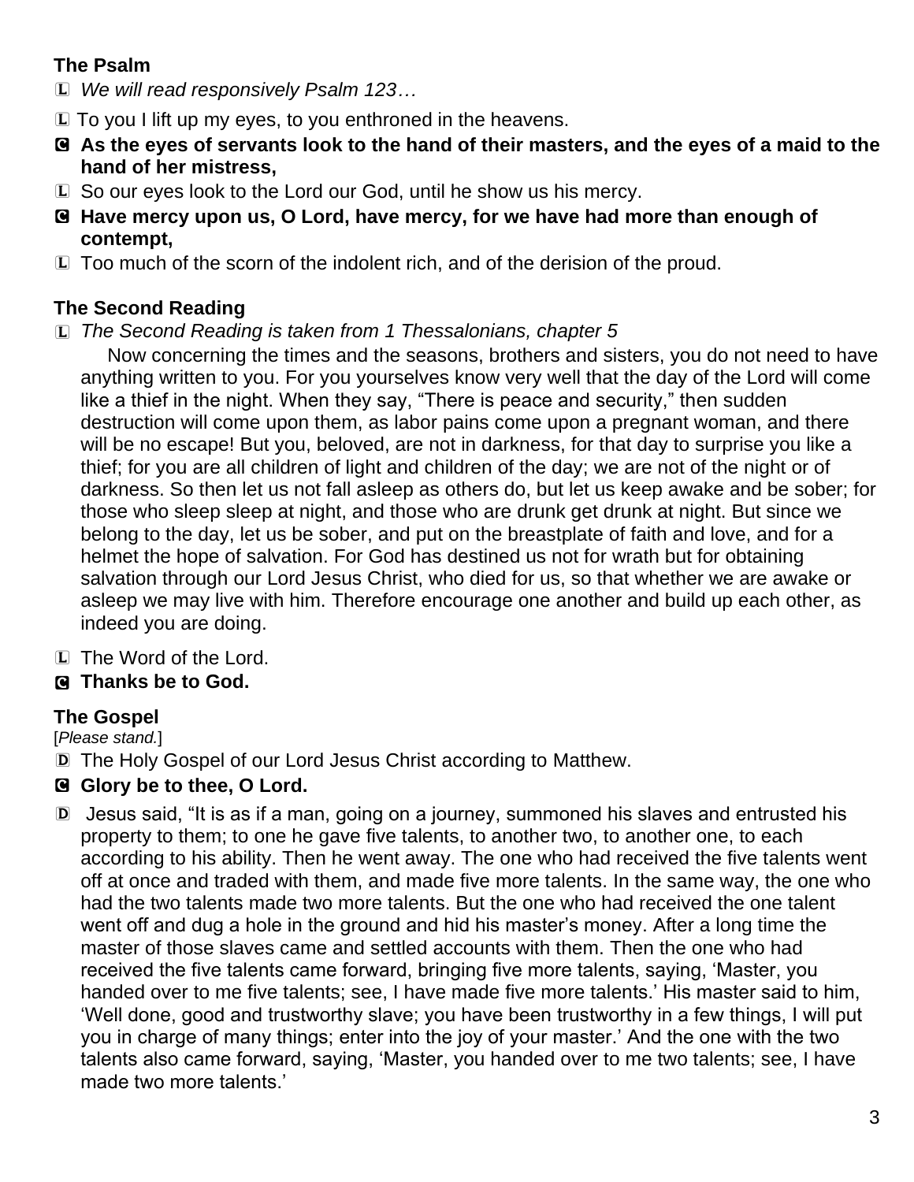**The Psalm**

L *We will read responsively Psalm 123…*

L To you I lift up my eyes, to you enthroned in the heavens.

C **As the eyes of servants look to the hand of their masters, and the eyes of a maid to the hand of her mistress,**

L So our eyes look to the Lord our God, until he show us his mercy.

C **Have mercy upon us, O Lord, have mercy, for we have had more than enough of contempt,**

L Too much of the scorn of the indolent rich, and of the derision of the proud.

**The Second Reading**

L *The Second Reading is taken from 1 Thessalonians, chapter 5*

Now concerning the times and the seasons, brothers and sisters, you do not need to have anything written to you. For you yourselves know very well that the day of the Lord will come like a thief in the night. When they say, "There is peace and security," then sudden destruction will come upon them, as labor pains come upon a pregnant woman, and there will be no escape! But you, beloved, are not in darkness, for that day to surprise you like a thief; for you are all children of light and children of the day; we are not of the night or of darkness. So then let us not fall asleep as others do, but let us keep awake and be sober; for those who sleep sleep at night, and those who are drunk get drunk at night. But since we belong to the day, let us be sober, and put on the breastplate of faith and love, and for a helmet the hope of salvation. For God has destined us not for wrath but for obtaining salvation through our Lord Jesus Christ, who died for us, so that whether we are awake or asleep we may live with him. Therefore encourage one another and build up each other, as indeed you are doing.

L The Word of the Lord.

C **Thanks be to God.**

**The Gospel**

[*Please stand.*]

D The Holy Gospel of our Lord Jesus Christ according to Matthew.

C **Glory be to thee, O Lord.**

D Jesus said, "It is as if a man, going on a journey, summoned his slaves and entrusted his property to them; to one he gave five talents, to another two, to another one, to each according to his ability. Then he went away. The one who had received the five talents went off at once and traded with them, and made five more talents. In the same way, the one who had the two talents made two more talents. But the one who had received the one talent went off and dug a hole in the ground and hid his master's money. After a long time the master of those slaves came and settled accounts with them. Then the one who had received the five talents came forward, bringing five more talents, saying, 'Master, you handed over to me five talents; see, I have made five more talents.' His master said to him, 'Well done, good and trustworthy slave; you have been trustworthy in a few things, I will put you in charge of many things; enter into the joy of your master.' And the one with the two talents also came forward, saying, 'Master, you handed over to me two talents; see, I have made two more talents.'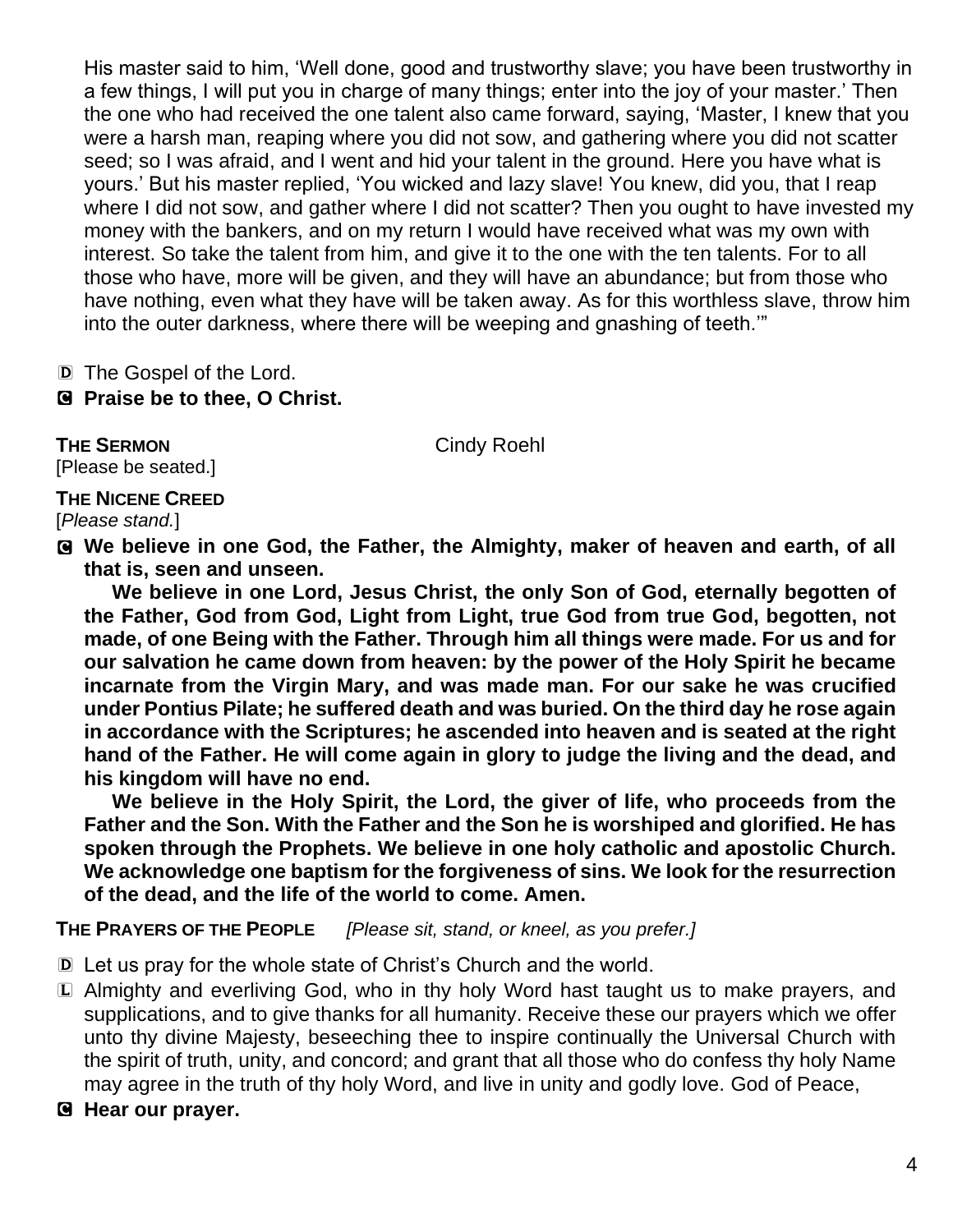His master said to him, 'Well done, good and trustworthy slave; you have been trustworthy in a few things, I will put you in charge of many things; enter into the joy of your master.' Then the one who had received the one talent also came forward, saying, 'Master, I knew that you were a harsh man, reaping where you did not sow, and gathering where you did not scatter seed; so I was afraid, and I went and hid your talent in the ground. Here you have what is yours.' But his master replied, 'You wicked and lazy slave! You knew, did you, that I reap where I did not sow, and gather where I did not scatter? Then you ought to have invested my money with the bankers, and on my return I would have received what was my own with interest. So take the talent from him, and give it to the one with the ten talents. For to all those who have, more will be given, and they will have an abundance; but from those who have nothing, even what they have will be taken away. As for this worthless slave, throw him into the outer darkness, where there will be weeping and gnashing of teeth.'"

D The Gospel of the Lord.

**C Praise be to thee, O Christ.**

**THE SERMON** Cindy Roehl

[Please be seated.]

**THE NICENE CREED**

[*Please stand.*]

**C We believe in one God, the Father, the Almighty, maker of heaven and earth, of all that is, seen and unseen.**

**We believe in one Lord, Jesus Christ, the only Son of God, eternally begotten of the Father, God from God, Light from Light, true God from true God, begotten, not made, of one Being with the Father. Through him all things were made. For us and for our salvation he came down from heaven: by the power of the Holy Spirit he became incarnate from the Virgin Mary, and was made man. For our sake he was crucified under Pontius Pilate; he suffered death and was buried. On the third day he rose again in accordance with the Scriptures; he ascended into heaven and is seated at the right hand of the Father. He will come again in glory to judge the living and the dead, and his kingdom will have no end.**

**We believe in the Holy Spirit, the Lord, the giver of life, who proceeds from the Father and the Son. With the Father and the Son he is worshiped and glorified. He has spoken through the Prophets. We believe in one holy catholic and apostolic Church. We acknowledge one baptism for the forgiveness of sins. We look for the resurrection of the dead, and the life of the world to come. Amen.**

**THE PRAYERS OF THE PEOPLE** *[Please sit, stand, or kneel, as you prefer.]*

D Let us pray for the whole state of Christ's Church and the world.

L Almighty and everliving God, who in thy holy Word hast taught us to make prayers, and supplications, and to give thanks for all humanity. Receive these our prayers which we offer unto thy divine Majesty, beseeching thee to inspire continually the Universal Church with the spirit of truth, unity, and concord; and grant that all those who do confess thy holy Name may agree in the truth of thy holy Word, and live in unity and godly love. God of Peace,

**C Hear our prayer.**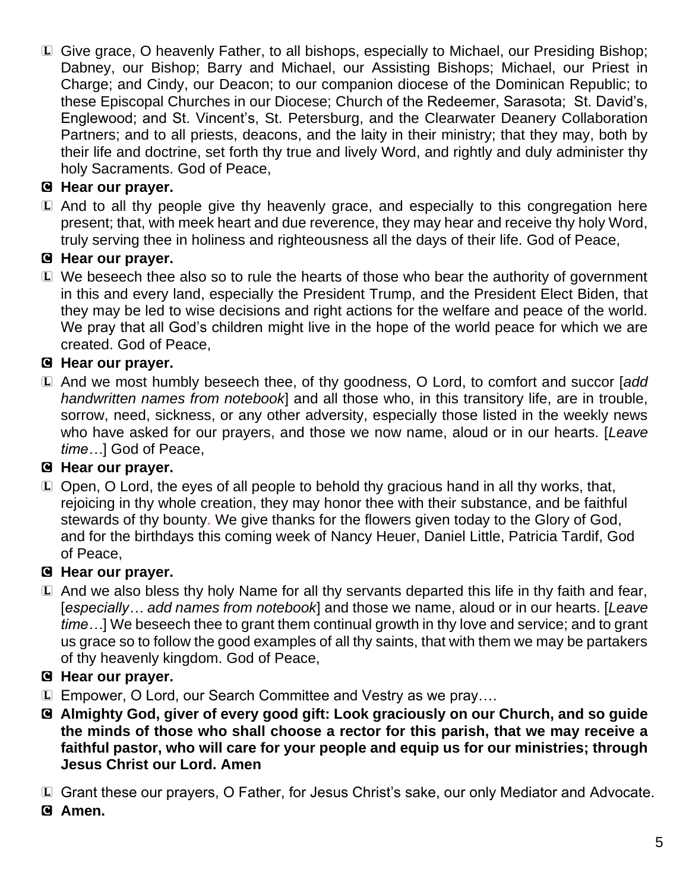L Give grace, O heavenly Father, to all bishops, especially to Michael, our Presiding Bishop; Dabney, our Bishop; Barry and Michael, our Assisting Bishops; Michael, our Priest in Charge; and Cindy, our Deacon; to our companion diocese of the Dominican Republic; to these Episcopal Churches in our Diocese; Church of the Redeemer, Sarasota; St. David's, Englewood; and St. Vincent's, St. Petersburg, and the Clearwater Deanery Collaboration Partners; and to all priests, deacons, and the laity in their ministry; that they may, both by their life and doctrine, set forth thy true and lively Word, and rightly and duly administer thy holy Sacraments. God of Peace,

**C Hear our prayer.**

L And to all thy people give thy heavenly grace, and especially to this congregation here present; that, with meek heart and due reverence, they may hear and receive thy holy Word, truly serving thee in holiness and righteousness all the days of their life. God of Peace,

**C Hear our prayer.**

L We beseech thee also so to rule the hearts of those who bear the authority of government in this and every land, especially the President Trump, and the President Elect Biden, that they may be led to wise decisions and right actions for the welfare and peace of the world. We pray that all God's children might live in the hope of the world peace for which we are created. God of Peace,

**C Hear our prayer.**

L And we most humbly beseech thee, of thy goodness, O Lord, to comfort and succor [*add handwritten names from notebook*] and all those who, in this transitory life, are in trouble, sorrow, need, sickness, or any other adversity, especially those listed in the weekly news who have asked for our prayers, and those we now name, aloud or in our hearts. [*Leave time…*] God of Peace,

**C Hear our prayer.**

L Open, O Lord, the eyes of all people to behold thy gracious hand in all thy works, that, rejoicing in thy whole creation, they may honor thee with their substance, and be faithful stewards of thy bounty. We give thanks for the flowers given today to the Glory of God, and for the birthdays this coming week of Nancy Heuer, Daniel Little, Patricia Tardif, God of Peace,

**C Hear our prayer.**

L And we also bless thy holy Name for all thy servants departed this life in thy faith and fear, [*especially… add names from notebook*] and those we name, aloud or in our hearts. [*Leave time…*] We beseech thee to grant them continual growth in thy love and service; and to grant us grace so to follow the good examples of all thy saints, that with them we may be partakers of thy heavenly kingdom. God of Peace,

**C Hear our prayer.**

L Empower, O Lord, our Search Committee and Vestry as we pray….

**C Almighty God, giver of every good gift: Look graciously on our Church, and so guide the minds of those who shall choose a rector for this parish, that we may receive a faithful pastor, who will care for your people and equip us for our ministries; through Jesus Christ our Lord. Amen**

L Grant these our prayers, O Father, for Jesus Christ's sake, our only Mediator and Advocate.

**C Amen.**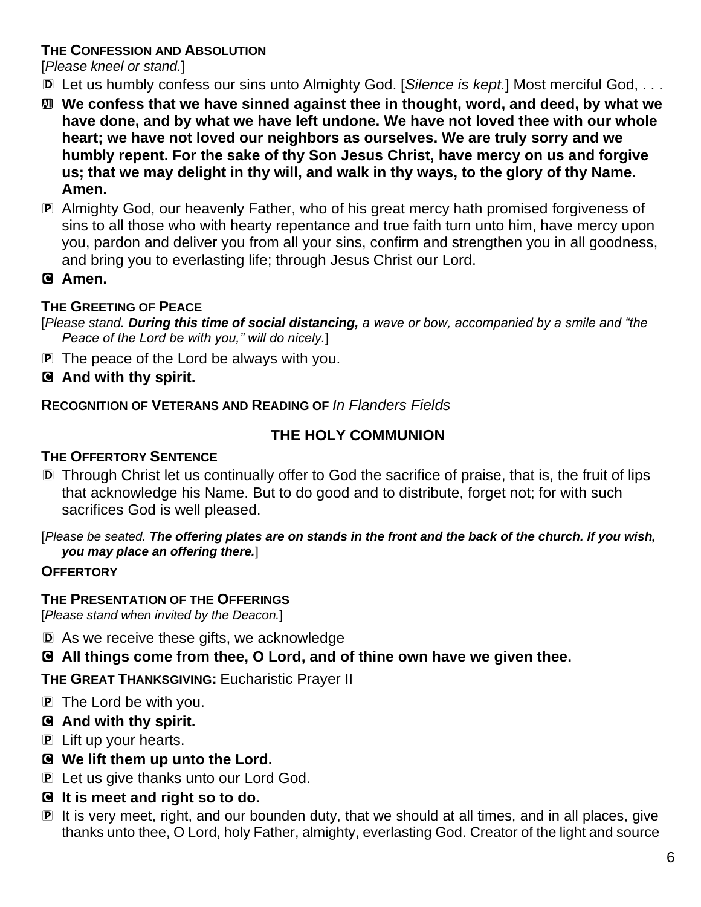**THE CONFESSION AND ABSOLUTION**

[*Please kneel or stand.*]

D Let us humbly confess our sins unto Almighty God. [*Silence is kept.*] Most merciful God, . . .

All **We confess that we have sinned against thee in thought, word, and deed, by what we have done, and by what we have left undone. We have not loved thee with our whole heart; we have not loved our neighbors as ourselves. We are truly sorry and we humbly repent. For the sake of thy Son Jesus Christ, have mercy on us and forgive us; that we may delight in thy will, and walk in thy ways, to the glory of thy Name. Amen.**

P Almighty God, our heavenly Father, who of his great mercy hath promised forgiveness of sins to all those who with hearty repentance and true faith turn unto him, have mercy upon you, pardon and deliver you from all your sins, confirm and strengthen you in all goodness, and bring you to everlasting life; through Jesus Christ our Lord.

C **Amen.**

**THE GREETING OF PEACE**

[*Please stand.* ***During this time of social distancing,*** *a wave or bow, accompanied by a smile and "the Peace of the Lord be with you," will do nicely.*]

P The peace of the Lord be always with you.

C **And with thy spirit.**

**RECOGNITION OF VETERANS AND READING OF** *In Flanders Fields*

## THE HOLY COMMUNION

**THE OFFERTORY SENTENCE**

D Through Christ let us continually offer to God the sacrifice of praise, that is, the fruit of lips that acknowledge his Name. But to do good and to distribute, forget not; for with such sacrifices God is well pleased.

[*Please be seated.* ***The offering plates are on stands in the front and the back of the church. If you wish, you may place an offering there.***]

**OFFERTORY**

**THE PRESENTATION OF THE OFFERINGS**

[*Please stand when invited by the Deacon.*]

D As we receive these gifts, we acknowledge

C **All things come from thee, O Lord, and of thine own have we given thee.**

**THE GREAT THANKSGIVING:** Eucharistic Prayer II

P The Lord be with you.

C **And with thy spirit.**

P Lift up your hearts.

C **We lift them up unto the Lord.**

P Let us give thanks unto our Lord God.

C **It is meet and right so to do.**

P It is very meet, right, and our bounden duty, that we should at all times, and in all places, give thanks unto thee, O Lord, holy Father, almighty, everlasting God. Creator of the light and source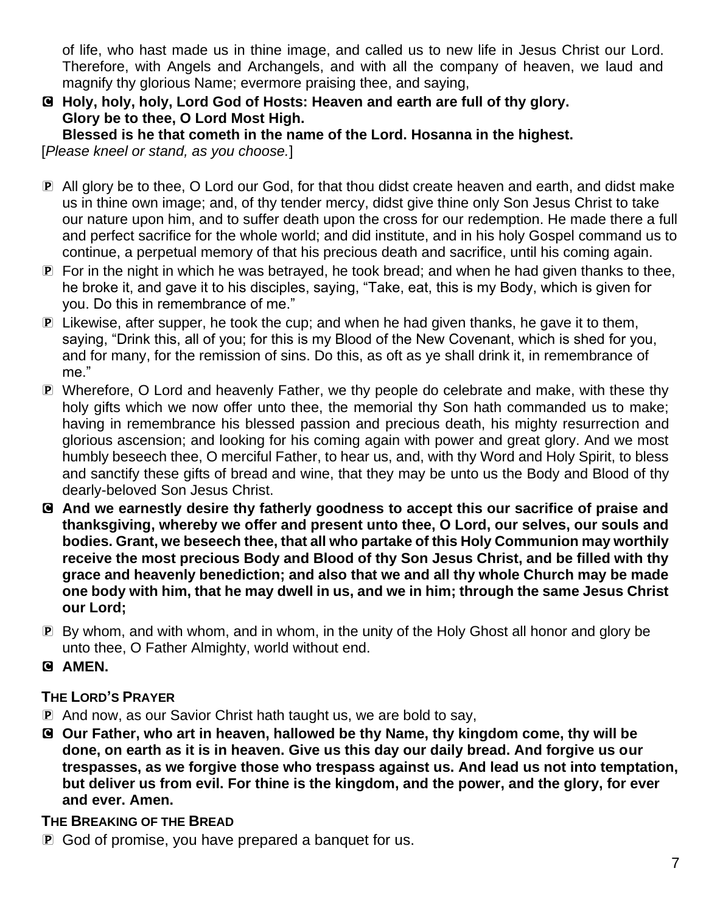of life, who hast made us in thine image, and called us to new life in Jesus Christ our Lord. Therefore, with Angels and Archangels, and with all the company of heaven, we laud and magnify thy glorious Name; evermore praising thee, and saying,

C **Holy, holy, holy, Lord God of Hosts: Heaven and earth are full of thy glory. Glory be to thee, O Lord Most High. Blessed is he that cometh in the name of the Lord. Hosanna in the highest.**

[*Please kneel or stand, as you choose.*]

P All glory be to thee, O Lord our God, for that thou didst create heaven and earth, and didst make us in thine own image; and, of thy tender mercy, didst give thine only Son Jesus Christ to take our nature upon him, and to suffer death upon the cross for our redemption. He made there a full and perfect sacrifice for the whole world; and did institute, and in his holy Gospel command us to continue, a perpetual memory of that his precious death and sacrifice, until his coming again.

P For in the night in which he was betrayed, he took bread; and when he had given thanks to thee, he broke it, and gave it to his disciples, saying, "Take, eat, this is my Body, which is given for you. Do this in remembrance of me."

P Likewise, after supper, he took the cup; and when he had given thanks, he gave it to them, saying, "Drink this, all of you; for this is my Blood of the New Covenant, which is shed for you, and for many, for the remission of sins. Do this, as oft as ye shall drink it, in remembrance of me."

P Wherefore, O Lord and heavenly Father, we thy people do celebrate and make, with these thy holy gifts which we now offer unto thee, the memorial thy Son hath commanded us to make; having in remembrance his blessed passion and precious death, his mighty resurrection and glorious ascension; and looking for his coming again with power and great glory. And we most humbly beseech thee, O merciful Father, to hear us, and, with thy Word and Holy Spirit, to bless and sanctify these gifts of bread and wine, that they may be unto us the Body and Blood of thy dearly-beloved Son Jesus Christ.

C **And we earnestly desire thy fatherly goodness to accept this our sacrifice of praise and thanksgiving, whereby we offer and present unto thee, O Lord, our selves, our souls and bodies. Grant, we beseech thee, that all who partake of this Holy Communion may worthily receive the most precious Body and Blood of thy Son Jesus Christ, and be filled with thy grace and heavenly benediction; and also that we and all thy whole Church may be made one body with him, that he may dwell in us, and we in him; through the same Jesus Christ our Lord;**

P By whom, and with whom, and in whom, in the unity of the Holy Ghost all honor and glory be unto thee, O Father Almighty, world without end.

C **AMEN.**

**THE LORD'S PRAYER**

P And now, as our Savior Christ hath taught us, we are bold to say,

C **Our Father, who art in heaven, hallowed be thy Name, thy kingdom come, thy will be done, on earth as it is in heaven. Give us this day our daily bread. And forgive us our trespasses, as we forgive those who trespass against us. And lead us not into temptation, but deliver us from evil. For thine is the kingdom, and the power, and the glory, for ever and ever. Amen.**

**THE BREAKING OF THE BREAD**

P God of promise, you have prepared a banquet for us.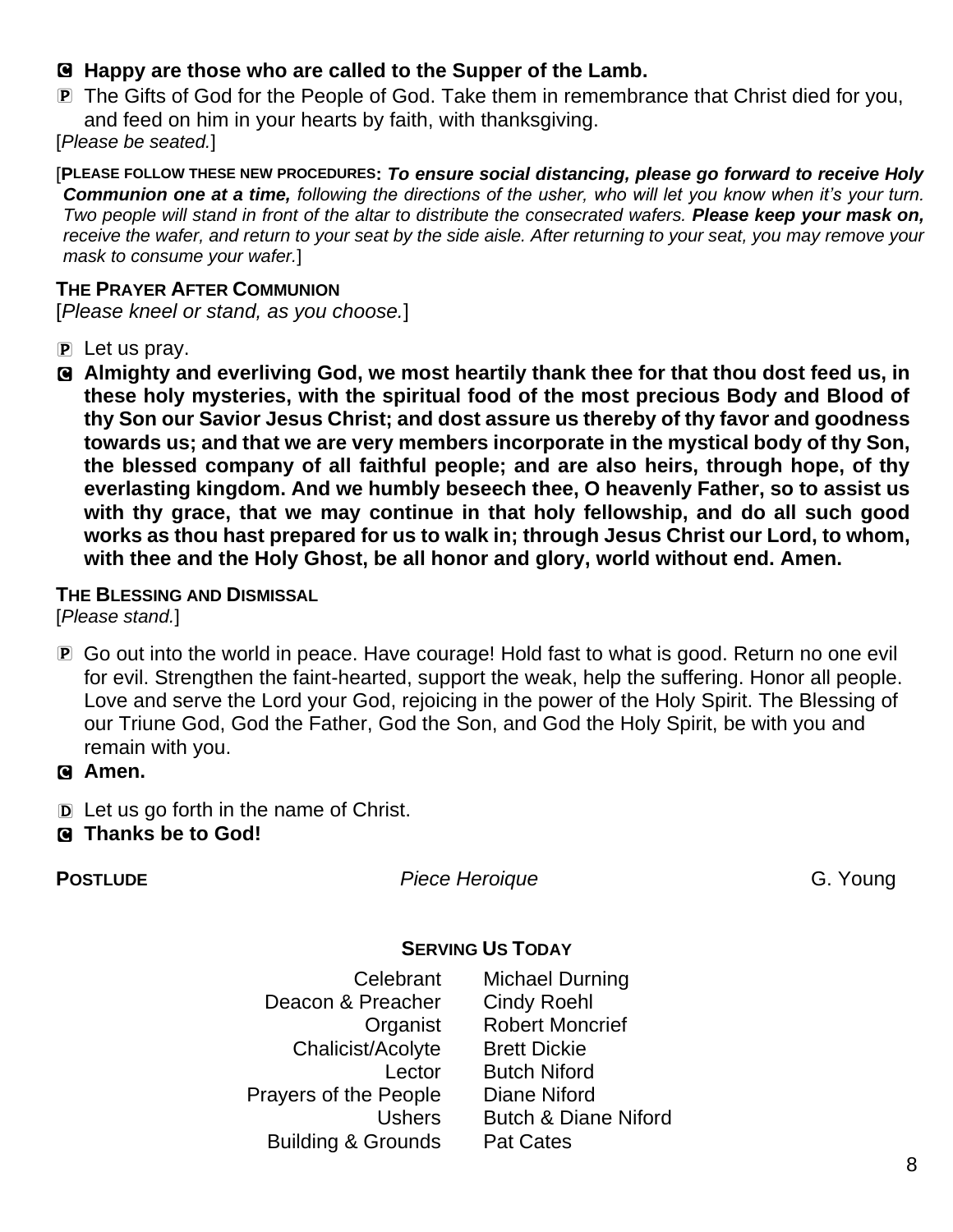C **Happy are those who are called to the Supper of the Lamb.**

P The Gifts of God for the People of God. Take them in remembrance that Christ died for you, and feed on him in your hearts by faith, with thanksgiving.

[*Please be seated.*]

[**PLEASE FOLLOW THESE NEW PROCEDURES:** ***To ensure social distancing, please go forward to receive Holy Communion one at a time,*** *following the directions of the usher, who will let you know when it's your turn. Two people will stand in front of the altar to distribute the consecrated wafers.* ***Please keep your mask on,*** *receive the wafer, and return to your seat by the side aisle. After returning to your seat, you may remove your mask to consume your wafer.*]

**THE PRAYER AFTER COMMUNION**

[*Please kneel or stand, as you choose.*]

P Let us pray.

C **Almighty and everliving God, we most heartily thank thee for that thou dost feed us, in these holy mysteries, with the spiritual food of the most precious Body and Blood of thy Son our Savior Jesus Christ; and dost assure us thereby of thy favor and goodness towards us; and that we are very members incorporate in the mystical body of thy Son, the blessed company of all faithful people; and are also heirs, through hope, of thy everlasting kingdom. And we humbly beseech thee, O heavenly Father, so to assist us with thy grace, that we may continue in that holy fellowship, and do all such good works as thou hast prepared for us to walk in; through Jesus Christ our Lord, to whom, with thee and the Holy Ghost, be all honor and glory, world without end. Amen.**

**THE BLESSING AND DISMISSAL**

[*Please stand.*]

P Go out into the world in peace. Have courage! Hold fast to what is good. Return no one evil for evil. Strengthen the faint-hearted, support the weak, help the suffering. Honor all people. Love and serve the Lord your God, rejoicing in the power of the Holy Spirit. The Blessing of our Triune God, God the Father, God the Son, and God the Holy Spirit, be with you and remain with you.

C **Amen.**

D Let us go forth in the name of Christ.

C **Thanks be to God!**

**POSTLUDE** *Piece Heroique* G. Young

**SERVING US TODAY**

| | |
|---|---|
| Celebrant | Michael Durning |
| Deacon & Preacher | Cindy Roehl |
| Organist | Robert Moncrief |
| Chalicist/Acolyte | Brett Dickie |
| Lector | Butch Niford |
| Prayers of the People | Diane Niford |
| Ushers | Butch & Diane Niford |
| Building & Grounds | Pat Cates |